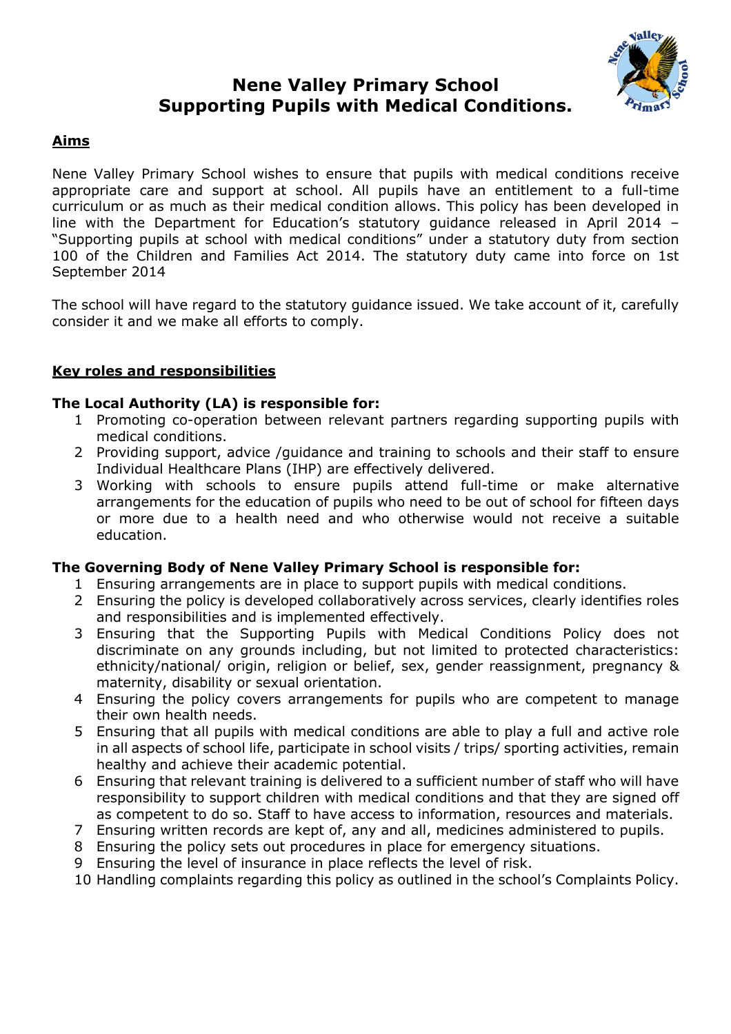# Nene Valley Primary School
# Supporting Pupils with Medical Conditions.

## Aims

Nene Valley Primary School wishes to ensure that pupils with medical conditions receive appropriate care and support at school. All pupils have an entitlement to a full-time curriculum or as much as their medical condition allows. This policy has been developed in line with the Department for Education's statutory guidance released in April 2014 – "Supporting pupils at school with medical conditions" under a statutory duty from section 100 of the Children and Families Act 2014. The statutory duty came into force on 1st September 2014

The school will have regard to the statutory guidance issued. We take account of it, carefully consider it and we make all efforts to comply.

## Key roles and responsibilities

### The Local Authority (LA) is responsible for:

1. Promoting co-operation between relevant partners regarding supporting pupils with medical conditions.
2. Providing support, advice /guidance and training to schools and their staff to ensure Individual Healthcare Plans (IHP) are effectively delivered.
3. Working with schools to ensure pupils attend full-time or make alternative arrangements for the education of pupils who need to be out of school for fifteen days or more due to a health need and who otherwise would not receive a suitable education.

### The Governing Body of Nene Valley Primary School is responsible for:

1. Ensuring arrangements are in place to support pupils with medical conditions.
2. Ensuring the policy is developed collaboratively across services, clearly identifies roles and responsibilities and is implemented effectively.
3. Ensuring that the Supporting Pupils with Medical Conditions Policy does not discriminate on any grounds including, but not limited to protected characteristics: ethnicity/national/ origin, religion or belief, sex, gender reassignment, pregnancy & maternity, disability or sexual orientation.
4. Ensuring the policy covers arrangements for pupils who are competent to manage their own health needs.
5. Ensuring that all pupils with medical conditions are able to play a full and active role in all aspects of school life, participate in school visits / trips/ sporting activities, remain healthy and achieve their academic potential.
6. Ensuring that relevant training is delivered to a sufficient number of staff who will have responsibility to support children with medical conditions and that they are signed off as competent to do so. Staff to have access to information, resources and materials.
7. Ensuring written records are kept of, any and all, medicines administered to pupils.
8. Ensuring the policy sets out procedures in place for emergency situations.
9. Ensuring the level of insurance in place reflects the level of risk.
10. Handling complaints regarding this policy as outlined in the school's Complaints Policy.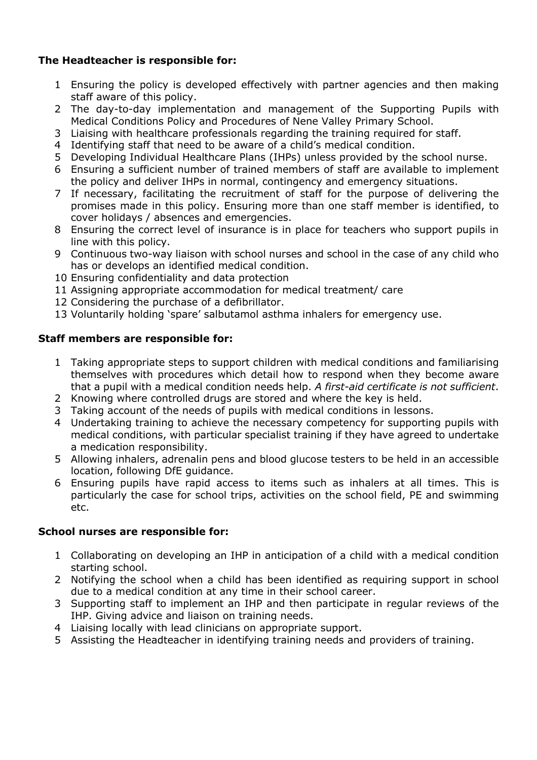**The Headteacher is responsible for:**

1. Ensuring the policy is developed effectively with partner agencies and then making staff aware of this policy.
2. The day-to-day implementation and management of the Supporting Pupils with Medical Conditions Policy and Procedures of Nene Valley Primary School.
3. Liaising with healthcare professionals regarding the training required for staff.
4. Identifying staff that need to be aware of a child's medical condition.
5. Developing Individual Healthcare Plans (IHPs) unless provided by the school nurse.
6. Ensuring a sufficient number of trained members of staff are available to implement the policy and deliver IHPs in normal, contingency and emergency situations.
7. If necessary, facilitating the recruitment of staff for the purpose of delivering the promises made in this policy. Ensuring more than one staff member is identified, to cover holidays / absences and emergencies.
8. Ensuring the correct level of insurance is in place for teachers who support pupils in line with this policy.
9. Continuous two-way liaison with school nurses and school in the case of any child who has or develops an identified medical condition.
10. Ensuring confidentiality and data protection
11. Assigning appropriate accommodation for medical treatment/ care
12. Considering the purchase of a defibrillator.
13. Voluntarily holding 'spare' salbutamol asthma inhalers for emergency use.

**Staff members are responsible for:**

1. Taking appropriate steps to support children with medical conditions and familiarising themselves with procedures which detail how to respond when they become aware that a pupil with a medical condition needs help. *A first-aid certificate is not sufficient*.
2. Knowing where controlled drugs are stored and where the key is held.
3. Taking account of the needs of pupils with medical conditions in lessons.
4. Undertaking training to achieve the necessary competency for supporting pupils with medical conditions, with particular specialist training if they have agreed to undertake a medication responsibility.
5. Allowing inhalers, adrenalin pens and blood glucose testers to be held in an accessible location, following DfE guidance.
6. Ensuring pupils have rapid access to items such as inhalers at all times. This is particularly the case for school trips, activities on the school field, PE and swimming etc.

**School nurses are responsible for:**

1. Collaborating on developing an IHP in anticipation of a child with a medical condition starting school.
2. Notifying the school when a child has been identified as requiring support in school due to a medical condition at any time in their school career.
3. Supporting staff to implement an IHP and then participate in regular reviews of the IHP. Giving advice and liaison on training needs.
4. Liaising locally with lead clinicians on appropriate support.
5. Assisting the Headteacher in identifying training needs and providers of training.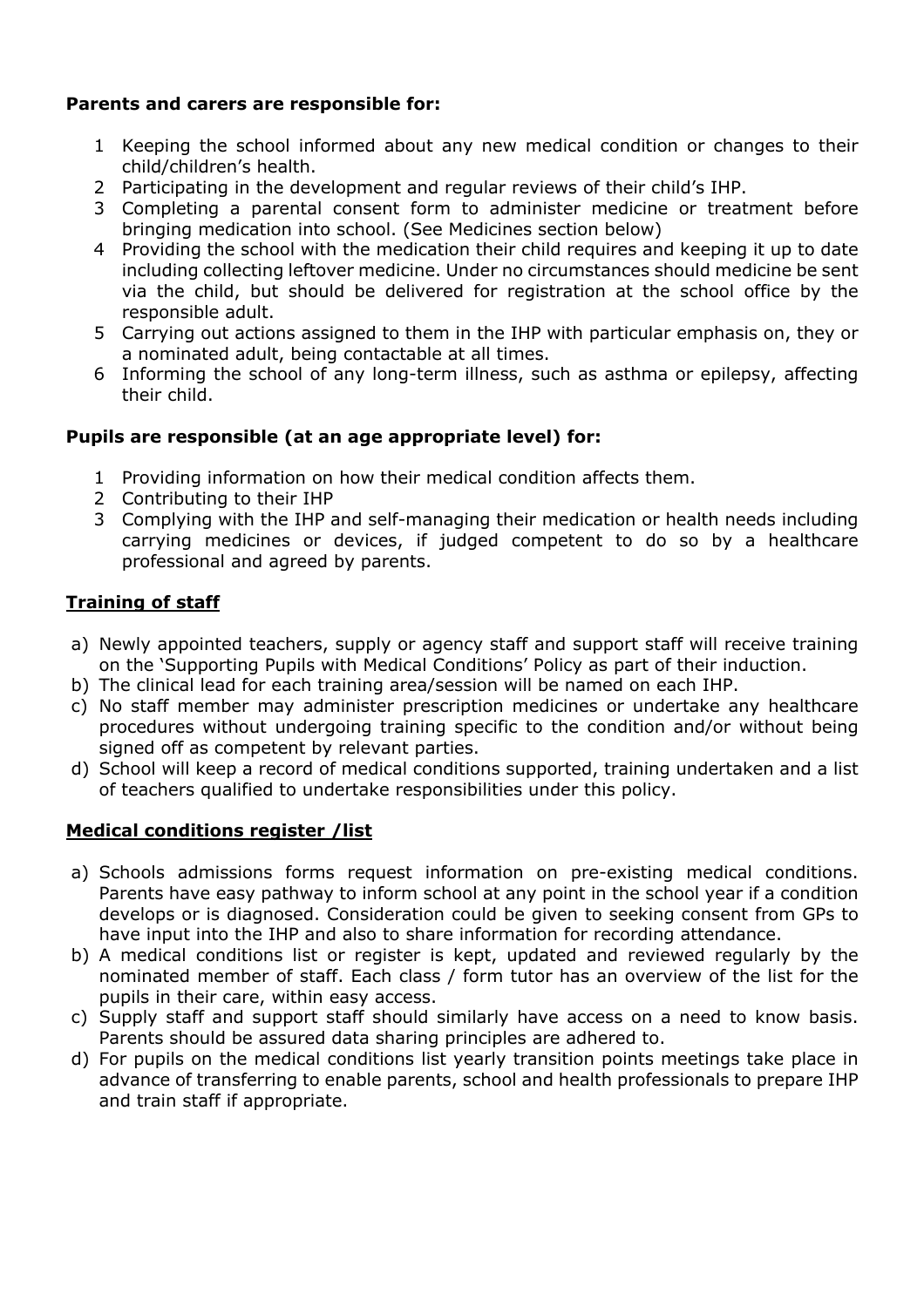**Parents and carers are responsible for:**

1. Keeping the school informed about any new medical condition or changes to their child/children's health.
2. Participating in the development and regular reviews of their child's IHP.
3. Completing a parental consent form to administer medicine or treatment before bringing medication into school. (See Medicines section below)
4. Providing the school with the medication their child requires and keeping it up to date including collecting leftover medicine. Under no circumstances should medicine be sent via the child, but should be delivered for registration at the school office by the responsible adult.
5. Carrying out actions assigned to them in the IHP with particular emphasis on, they or a nominated adult, being contactable at all times.
6. Informing the school of any long-term illness, such as asthma or epilepsy, affecting their child.

**Pupils are responsible (at an age appropriate level) for:**

1. Providing information on how their medical condition affects them.
2. Contributing to their IHP
3. Complying with the IHP and self-managing their medication or health needs including carrying medicines or devices, if judged competent to do so by a healthcare professional and agreed by parents.

## Training of staff

a) Newly appointed teachers, supply or agency staff and support staff will receive training on the 'Supporting Pupils with Medical Conditions' Policy as part of their induction.
b) The clinical lead for each training area/session will be named on each IHP.
c) No staff member may administer prescription medicines or undertake any healthcare procedures without undergoing training specific to the condition and/or without being signed off as competent by relevant parties.
d) School will keep a record of medical conditions supported, training undertaken and a list of teachers qualified to undertake responsibilities under this policy.

## Medical conditions register /list

a) Schools admissions forms request information on pre-existing medical conditions. Parents have easy pathway to inform school at any point in the school year if a condition develops or is diagnosed. Consideration could be given to seeking consent from GPs to have input into the IHP and also to share information for recording attendance.
b) A medical conditions list or register is kept, updated and reviewed regularly by the nominated member of staff. Each class / form tutor has an overview of the list for the pupils in their care, within easy access.
c) Supply staff and support staff should similarly have access on a need to know basis. Parents should be assured data sharing principles are adhered to.
d) For pupils on the medical conditions list yearly transition points meetings take place in advance of transferring to enable parents, school and health professionals to prepare IHP and train staff if appropriate.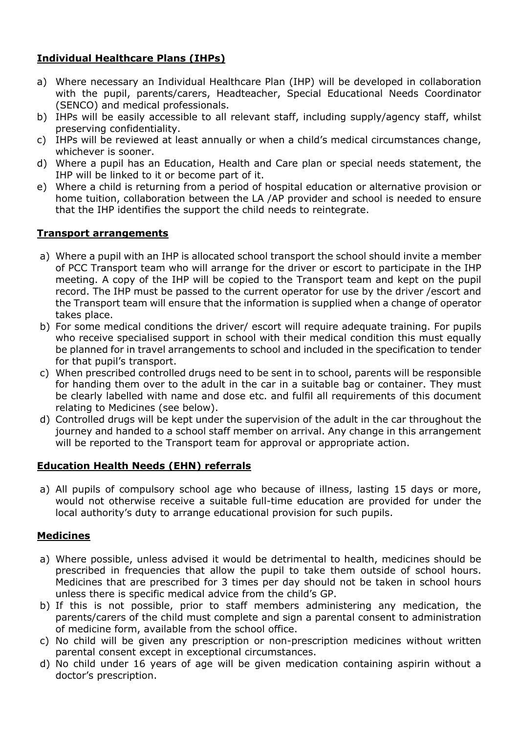## Individual Healthcare Plans (IHPs)

a) Where necessary an Individual Healthcare Plan (IHP) will be developed in collaboration with the pupil, parents/carers, Headteacher, Special Educational Needs Coordinator (SENCO) and medical professionals.
b) IHPs will be easily accessible to all relevant staff, including supply/agency staff, whilst preserving confidentiality.
c) IHPs will be reviewed at least annually or when a child's medical circumstances change, whichever is sooner.
d) Where a pupil has an Education, Health and Care plan or special needs statement, the IHP will be linked to it or become part of it.
e) Where a child is returning from a period of hospital education or alternative provision or home tuition, collaboration between the LA /AP provider and school is needed to ensure that the IHP identifies the support the child needs to reintegrate.

## Transport arrangements

a) Where a pupil with an IHP is allocated school transport the school should invite a member of PCC Transport team who will arrange for the driver or escort to participate in the IHP meeting. A copy of the IHP will be copied to the Transport team and kept on the pupil record. The IHP must be passed to the current operator for use by the driver /escort and the Transport team will ensure that the information is supplied when a change of operator takes place.
b) For some medical conditions the driver/ escort will require adequate training. For pupils who receive specialised support in school with their medical condition this must equally be planned for in travel arrangements to school and included in the specification to tender for that pupil's transport.
c) When prescribed controlled drugs need to be sent in to school, parents will be responsible for handing them over to the adult in the car in a suitable bag or container. They must be clearly labelled with name and dose etc. and fulfil all requirements of this document relating to Medicines (see below).
d) Controlled drugs will be kept under the supervision of the adult in the car throughout the journey and handed to a school staff member on arrival. Any change in this arrangement will be reported to the Transport team for approval or appropriate action.

## Education Health Needs (EHN) referrals

a) All pupils of compulsory school age who because of illness, lasting 15 days or more, would not otherwise receive a suitable full-time education are provided for under the local authority's duty to arrange educational provision for such pupils.

## Medicines

a) Where possible, unless advised it would be detrimental to health, medicines should be prescribed in frequencies that allow the pupil to take them outside of school hours. Medicines that are prescribed for 3 times per day should not be taken in school hours unless there is specific medical advice from the child's GP.
b) If this is not possible, prior to staff members administering any medication, the parents/carers of the child must complete and sign a parental consent to administration of medicine form, available from the school office.
c) No child will be given any prescription or non-prescription medicines without written parental consent except in exceptional circumstances.
d) No child under 16 years of age will be given medication containing aspirin without a doctor's prescription.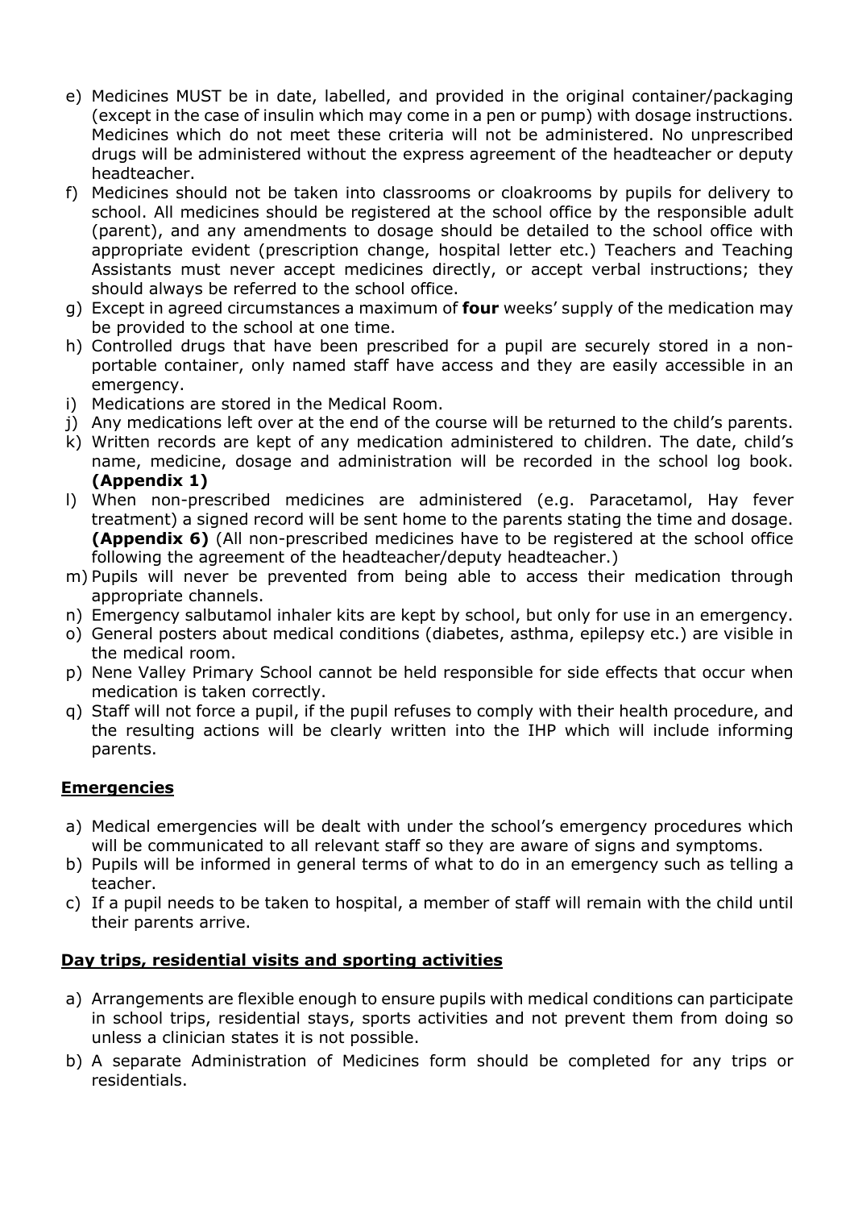e) Medicines MUST be in date, labelled, and provided in the original container/packaging (except in the case of insulin which may come in a pen or pump) with dosage instructions. Medicines which do not meet these criteria will not be administered. No unprescribed drugs will be administered without the express agreement of the headteacher or deputy headteacher.
f) Medicines should not be taken into classrooms or cloakrooms by pupils for delivery to school. All medicines should be registered at the school office by the responsible adult (parent), and any amendments to dosage should be detailed to the school office with appropriate evident (prescription change, hospital letter etc.) Teachers and Teaching Assistants must never accept medicines directly, or accept verbal instructions; they should always be referred to the school office.
g) Except in agreed circumstances a maximum of **four** weeks' supply of the medication may be provided to the school at one time.
h) Controlled drugs that have been prescribed for a pupil are securely stored in a non-portable container, only named staff have access and they are easily accessible in an emergency.
i) Medications are stored in the Medical Room.
j) Any medications left over at the end of the course will be returned to the child's parents.
k) Written records are kept of any medication administered to children. The date, child's name, medicine, dosage and administration will be recorded in the school log book. **(Appendix 1)**
l) When non-prescribed medicines are administered (e.g. Paracetamol, Hay fever treatment) a signed record will be sent home to the parents stating the time and dosage. **(Appendix 6)** (All non-prescribed medicines have to be registered at the school office following the agreement of the headteacher/deputy headteacher.)
m) Pupils will never be prevented from being able to access their medication through appropriate channels.
n) Emergency salbutamol inhaler kits are kept by school, but only for use in an emergency.
o) General posters about medical conditions (diabetes, asthma, epilepsy etc.) are visible in the medical room.
p) Nene Valley Primary School cannot be held responsible for side effects that occur when medication is taken correctly.
q) Staff will not force a pupil, if the pupil refuses to comply with their health procedure, and the resulting actions will be clearly written into the IHP which will include informing parents.

## Emergencies

a) Medical emergencies will be dealt with under the school's emergency procedures which will be communicated to all relevant staff so they are aware of signs and symptoms.
b) Pupils will be informed in general terms of what to do in an emergency such as telling a teacher.
c) If a pupil needs to be taken to hospital, a member of staff will remain with the child until their parents arrive.

## Day trips, residential visits and sporting activities

a) Arrangements are flexible enough to ensure pupils with medical conditions can participate in school trips, residential stays, sports activities and not prevent them from doing so unless a clinician states it is not possible.
b) A separate Administration of Medicines form should be completed for any trips or residentials.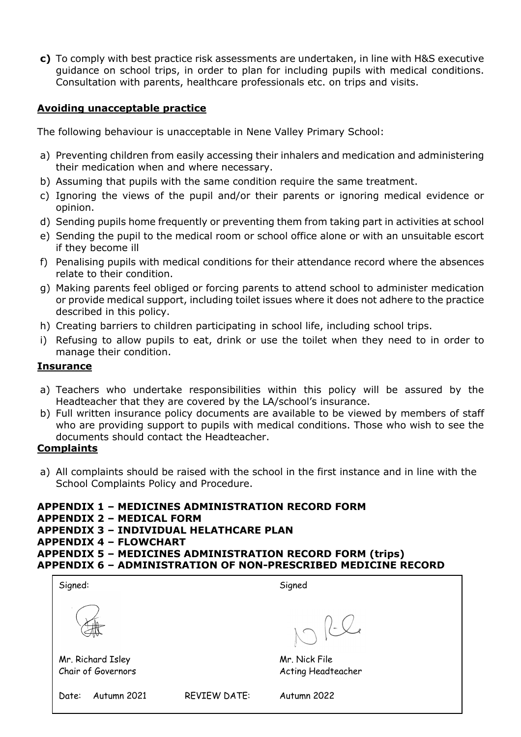**c)** To comply with best practice risk assessments are undertaken, in line with H&S executive guidance on school trips, in order to plan for including pupils with medical conditions. Consultation with parents, healthcare professionals etc. on trips and visits.

## Avoiding unacceptable practice

The following behaviour is unacceptable in Nene Valley Primary School:

a) Preventing children from easily accessing their inhalers and medication and administering their medication when and where necessary.
b) Assuming that pupils with the same condition require the same treatment.
c) Ignoring the views of the pupil and/or their parents or ignoring medical evidence or opinion.
d) Sending pupils home frequently or preventing them from taking part in activities at school
e) Sending the pupil to the medical room or school office alone or with an unsuitable escort if they become ill
f) Penalising pupils with medical conditions for their attendance record where the absences relate to their condition.
g) Making parents feel obliged or forcing parents to attend school to administer medication or provide medical support, including toilet issues where it does not adhere to the practice described in this policy.
h) Creating barriers to children participating in school life, including school trips.
i) Refusing to allow pupils to eat, drink or use the toilet when they need to in order to manage their condition.

## Insurance

a) Teachers who undertake responsibilities within this policy will be assured by the Headteacher that they are covered by the LA/school's insurance.
b) Full written insurance policy documents are available to be viewed by members of staff who are providing support to pupils with medical conditions. Those who wish to see the documents should contact the Headteacher.

## Complaints

a) All complaints should be raised with the school in the first instance and in line with the School Complaints Policy and Procedure.

**APPENDIX 1 – MEDICINES ADMINISTRATION RECORD FORM**
**APPENDIX 2 – MEDICAL FORM**
**APPENDIX 3 – INDIVIDUAL HELATHCARE PLAN**
**APPENDIX 4 – FLOWCHART**
**APPENDIX 5 – MEDICINES ADMINISTRATION RECORD FORM (trips)**
**APPENDIX 6 – ADMINISTRATION OF NON-PRESCRIBED MEDICINE RECORD**

| Signed: | | Signed |
|---|---|---|
| Mr. Richard Isley<br>Chair of Governors | | Mr. Nick File<br>Acting Headteacher |
| Date: Autumn 2021 | REVIEW DATE: | Autumn 2022 |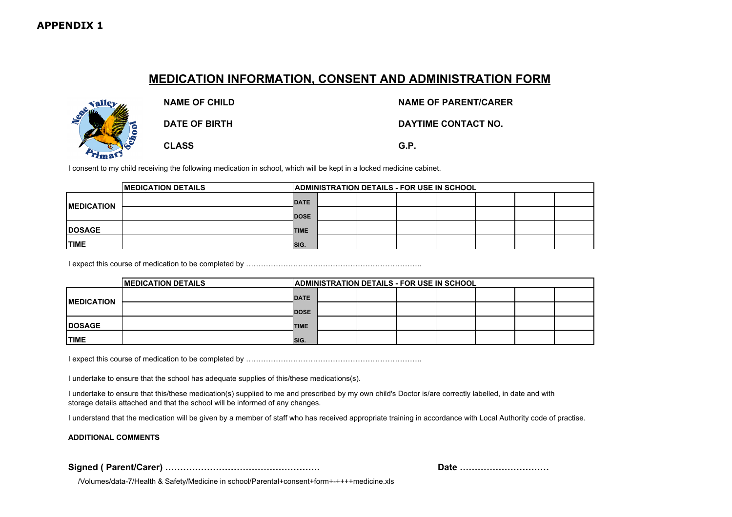APPENDIX 1

# MEDICATION INFORMATION, CONSENT AND ADMINISTRATION FORM

| | |
|---|---|
| **NAME OF CHILD** | **NAME OF PARENT/CARER** |
| **DATE OF BIRTH** | **DAYTIME CONTACT NO.** |
| **CLASS** | **G.P.** |

I consent to my child receiving the following medication in school, which will be kept in a locked medicine cabinet.

| | MEDICATION DETAILS | ADMINISTRATION DETAILS - FOR USE IN SCHOOL | | | | | | | |
|---|---|---|---|---|---|---|---|---|---|
| **MEDICATION** | | DATE | | | | | | | |
| | | DOSE | | | | | | | |
| **DOSAGE** | | TIME | | | | | | | |
| **TIME** | | SIG. | | | | | | | |

I expect this course of medication to be completed by ……………………………………………………………..

| | MEDICATION DETAILS | ADMINISTRATION DETAILS - FOR USE IN SCHOOL | | | | | | | |
|---|---|---|---|---|---|---|---|---|---|
| **MEDICATION** | | DATE | | | | | | | |
| | | DOSE | | | | | | | |
| **DOSAGE** | | TIME | | | | | | | |
| **TIME** | | SIG. | | | | | | | |

I expect this course of medication to be completed by ……………………………………………………………..

I undertake to ensure that the school has adequate supplies of this/these medications(s).

I undertake to ensure that this/these medication(s) supplied to me and prescribed by my own child's Doctor is/are correctly labelled, in date and with storage details attached and that the school will be informed of any changes.

I understand that the medication will be given by a member of staff who has received appropriate training in accordance with Local Authority code of practise.

**ADDITIONAL COMMENTS**

**Signed ( Parent/Carer) …………………………………………….** **Date …………………………**

/Volumes/data-7/Health & Safety/Medicine in school/Parental+consent+form+-++++medicine.xls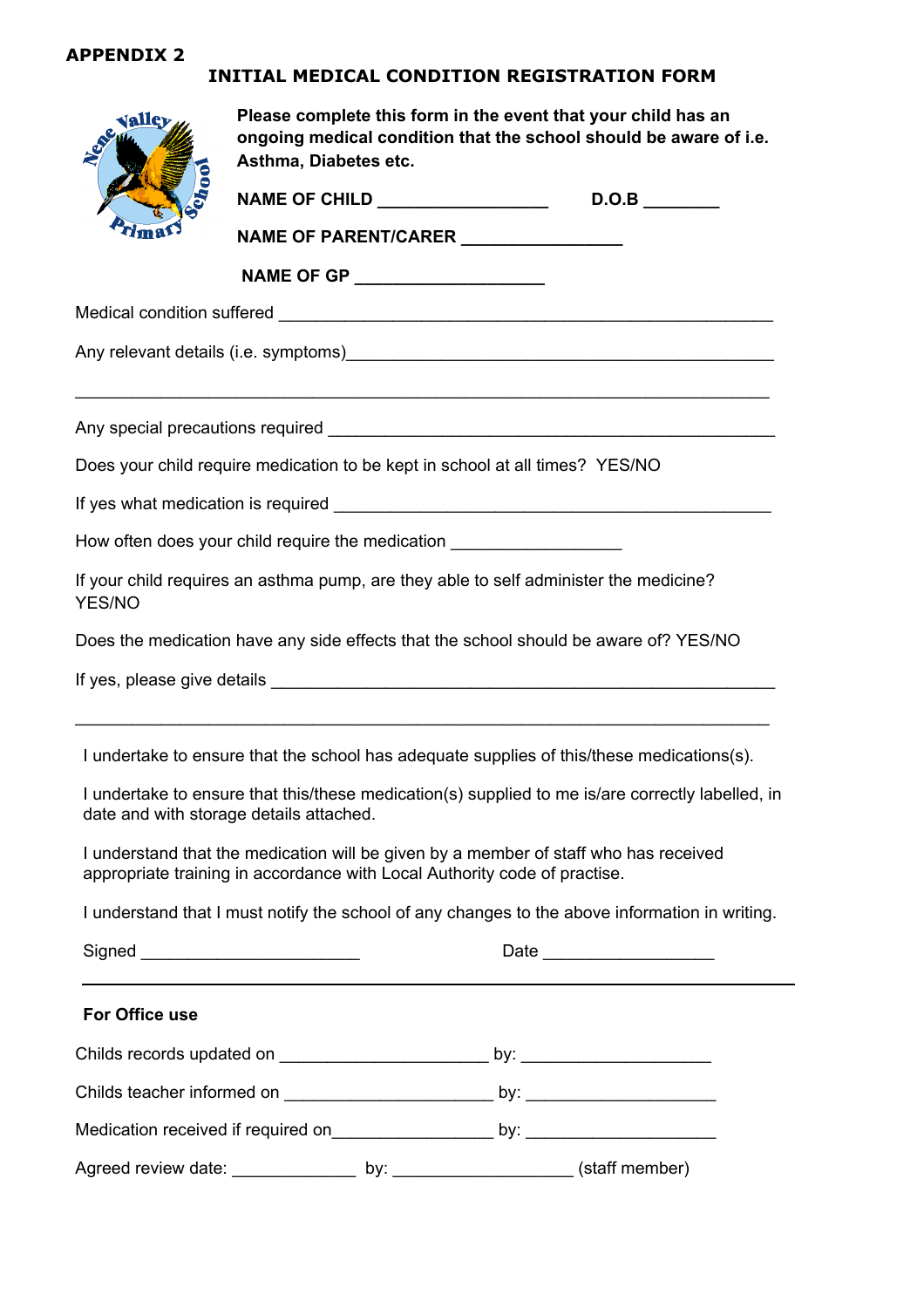**APPENDIX 2**

# INITIAL MEDICAL CONDITION REGISTRATION FORM

**Please complete this form in the event that your child has an ongoing medical condition that the school should be aware of i.e. Asthma, Diabetes etc.**

**NAME OF CHILD** ________________ **D.O.B** ________

**NAME OF PARENT/CARER** ________________

**NAME OF GP** ___________________

Medical condition suffered ____________________________________________________

Any relevant details (i.e. symptoms)____________________________________________

______________________________________________________________________

Any special precautions required _______________________________________________

Does your child require medication to be kept in school at all times? YES/NO

If yes what medication is required ______________________________________________

How often does your child require the medication ________________

If your child requires an asthma pump, are they able to self administer the medicine? YES/NO

Does the medication have any side effects that the school should be aware of? YES/NO

If yes, please give details ____________________________________________________

______________________________________________________________________

I undertake to ensure that the school has adequate supplies of this/these medications(s).

I undertake to ensure that this/these medication(s) supplied to me is/are correctly labelled, in date and with storage details attached.

I understand that the medication will be given by a member of staff who has received appropriate training in accordance with Local Authority code of practise.

I understand that I must notify the school of any changes to the above information in writing.

Signed ______________________ Date _________________

---

**For Office use**

Childs records updated on ____________________ by: __________________

Childs teacher informed on ____________________ by: __________________

Medication received if required on________________ by: __________________

Agreed review date: ____________ by: __________________ (staff member)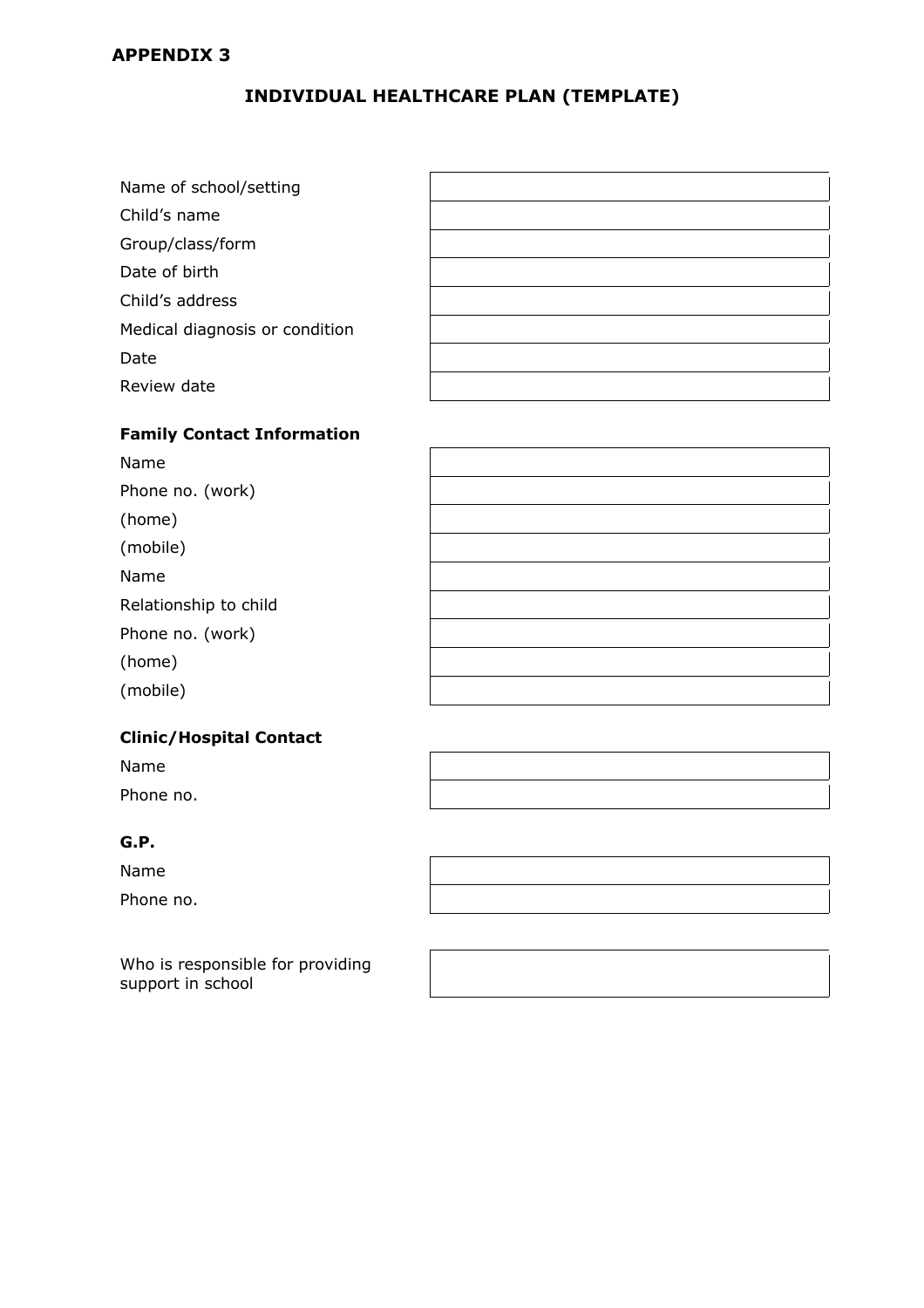**APPENDIX 3**

## INDIVIDUAL HEALTHCARE PLAN (TEMPLATE)

| | |
|---|---|
| Name of school/setting | |
| Child's name | |
| Group/class/form | |
| Date of birth | |
| Child's address | |
| Medical diagnosis or condition | |
| Date | |
| Review date | |

**Family Contact Information**

| | |
|---|---|
| Name | |
| Phone no. (work) | |
| (home) | |
| (mobile) | |
| Name | |
| Relationship to child | |
| Phone no. (work) | |
| (home) | |
| (mobile) | |

**Clinic/Hospital Contact**

| | |
|---|---|
| Name | |
| Phone no. | |

**G.P.**

| | |
|---|---|
| Name | |
| Phone no. | |

| | |
|---|---|
| Who is responsible for providing support in school | |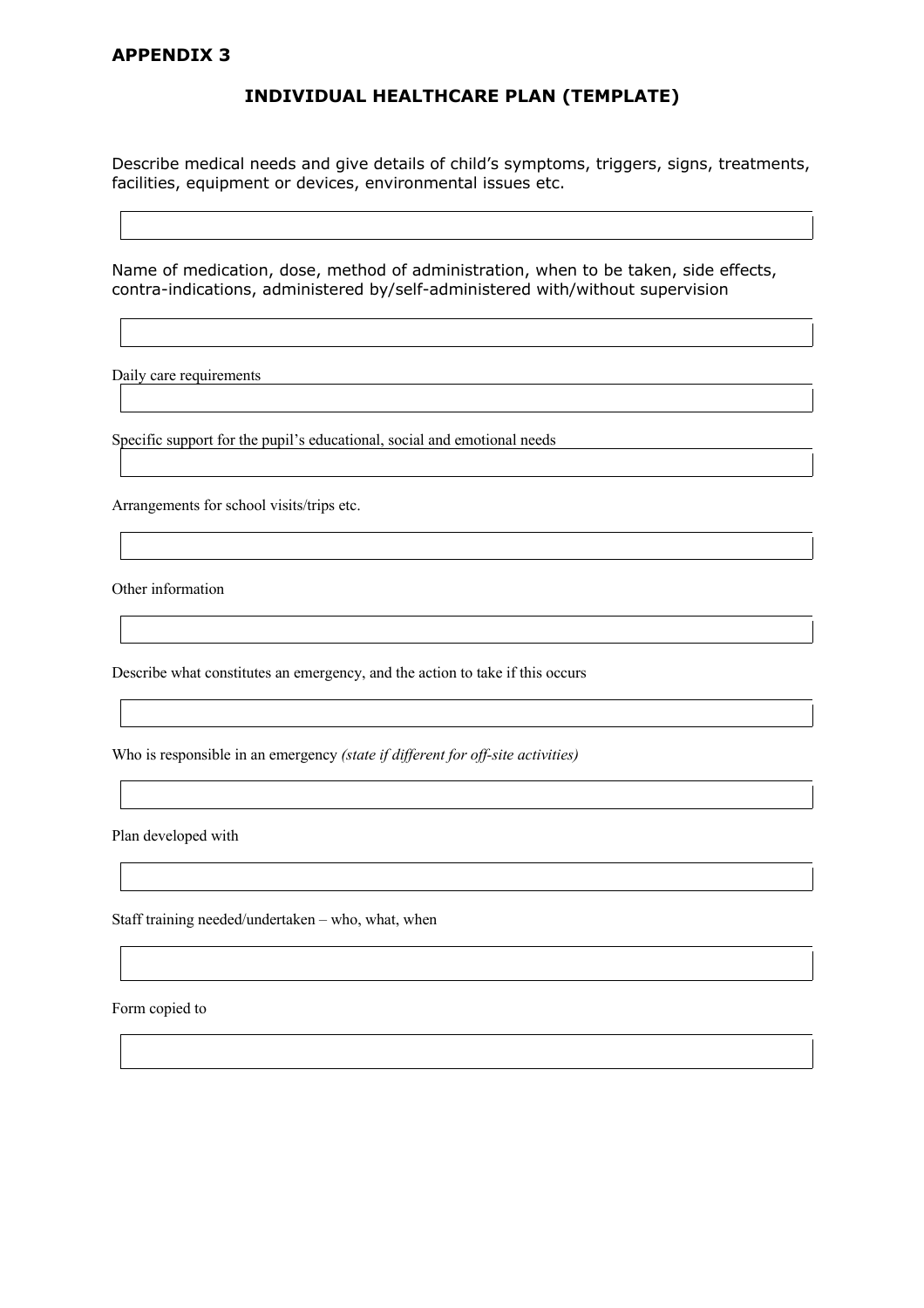## APPENDIX 3

### INDIVIDUAL HEALTHCARE PLAN (TEMPLATE)

Describe medical needs and give details of child's symptoms, triggers, signs, treatments, facilities, equipment or devices, environmental issues etc.

Name of medication, dose, method of administration, when to be taken, side effects, contra-indications, administered by/self-administered with/without supervision

Daily care requirements

Specific support for the pupil's educational, social and emotional needs

Arrangements for school visits/trips etc.

Other information

Describe what constitutes an emergency, and the action to take if this occurs

Who is responsible in an emergency *(state if different for off-site activities)*

Plan developed with

Staff training needed/undertaken – who, what, when

Form copied to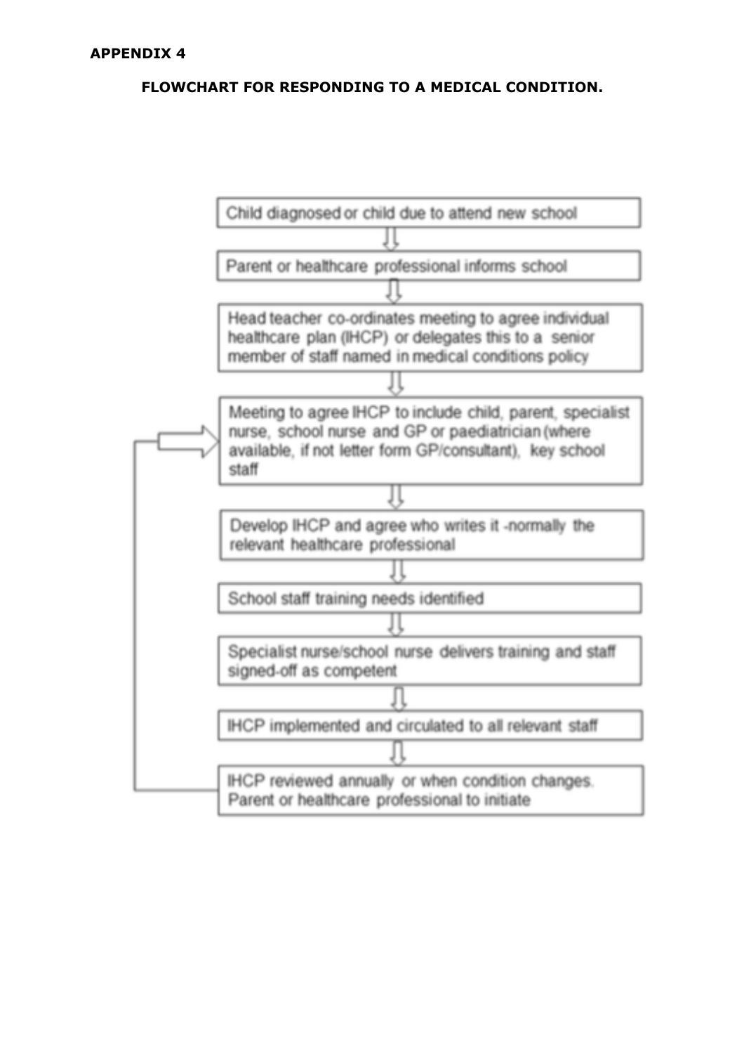**APPENDIX 4**

**FLOWCHART FOR RESPONDING TO A MEDICAL CONDITION.**

Child diagnosed or child due to attend new school

↓

Parent or healthcare professional informs school

↓

Head teacher co-ordinates meeting to agree individual healthcare plan (IHCP) or delegates this to a senior member of staff named in medical conditions policy

↓

Meeting to agree IHCP to include child, parent, specialist nurse, school nurse and GP or paediatrician (where available, if not letter form GP/consultant), key school staff

↓

Develop IHCP and agree who writes it -normally the relevant healthcare professional

↓

School staff training needs identified

↓

Specialist nurse/school nurse delivers training and staff signed-off as competent

↓

IHCP implemented and circulated to all relevant staff

↓

IHCP reviewed annually or when condition changes. Parent or healthcare professional to initiate

(↺ returns to: Meeting to agree IHCP)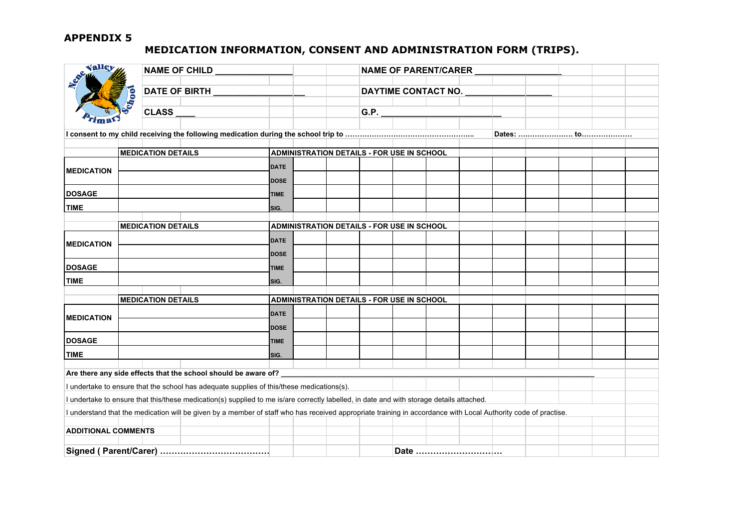## APPENDIX 5

# MEDICATION INFORMATION, CONSENT AND ADMINISTRATION FORM (TRIPS).

| | |
|---|---|
| **NAME OF CHILD** _______________ | **NAME OF PARENT/CARER** _________________ |
| **DATE OF BIRTH** __________________ | **DAYTIME CONTACT NO.** _________________ |
| **CLASS** ____ | **G.P.** ________________________ |

**I consent to my child receiving the following medication during the school trip to …………………………………………….. Dates: ………………… to…………………**

| MEDICATION DETAILS | | ADMINISTRATION DETAILS - FOR USE IN SCHOOL | | | | | | | | | | | |
|---|---|---|---|---|---|---|---|---|---|---|---|---|---|
| **MEDICATION** | | **DATE** | | | | | | | | | | | |
| | | **DOSE** | | | | | | | | | | | |
| **DOSAGE** | | **TIME** | | | | | | | | | | | |
| **TIME** | | **SIG.** | | | | | | | | | | | |

| MEDICATION DETAILS | | ADMINISTRATION DETAILS - FOR USE IN SCHOOL | | | | | | | | | | | |
|---|---|---|---|---|---|---|---|---|---|---|---|---|---|
| **MEDICATION** | | **DATE** | | | | | | | | | | | |
| | | **DOSE** | | | | | | | | | | | |
| **DOSAGE** | | **TIME** | | | | | | | | | | | |
| **TIME** | | **SIG.** | | | | | | | | | | | |

| MEDICATION DETAILS | | ADMINISTRATION DETAILS - FOR USE IN SCHOOL | | | | | | | | | | | |
|---|---|---|---|---|---|---|---|---|---|---|---|---|---|
| **MEDICATION** | | **DATE** | | | | | | | | | | | |
| | | **DOSE** | | | | | | | | | | | |
| **DOSAGE** | | **TIME** | | | | | | | | | | | |
| **TIME** | | **SIG.** | | | | | | | | | | | |

**Are there any side effects that the school should be aware of?** ____________________________________________

I undertake to ensure that the school has adequate supplies of this/these medications(s).

I undertake to ensure that this/these medication(s) supplied to me is/are correctly labelled, in date and with storage details attached.

I understand that the medication will be given by a member of staff who has received appropriate training in accordance with Local Authority code of practise.

**ADDITIONAL COMMENTS**

**Signed ( Parent/Carer) ……………………………….** **Date ……………………….…**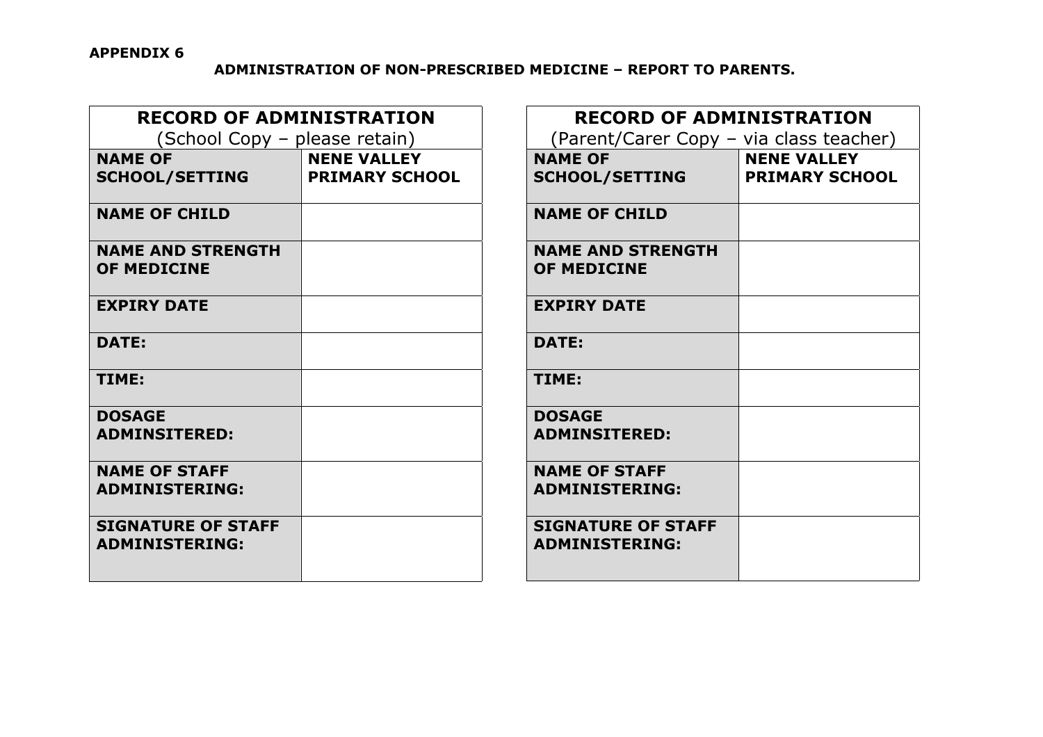**APPENDIX 6**

**ADMINISTRATION OF NON-PRESCRIBED MEDICINE – REPORT TO PARENTS.**

| **RECORD OF ADMINISTRATION** (School Copy – please retain) | |
|---|---|
| **NAME OF SCHOOL/SETTING** | **NENE VALLEY PRIMARY SCHOOL** |
| **NAME OF CHILD** | |
| **NAME AND STRENGTH OF MEDICINE** | |
| **EXPIRY DATE** | |
| **DATE:** | |
| **TIME:** | |
| **DOSAGE ADMINSITERED:** | |
| **NAME OF STAFF ADMINISTERING:** | |
| **SIGNATURE OF STAFF ADMINISTERING:** | |

| **RECORD OF ADMINISTRATION** (Parent/Carer Copy – via class teacher) | |
|---|---|
| **NAME OF SCHOOL/SETTING** | **NENE VALLEY PRIMARY SCHOOL** |
| **NAME OF CHILD** | |
| **NAME AND STRENGTH OF MEDICINE** | |
| **EXPIRY DATE** | |
| **DATE:** | |
| **TIME:** | |
| **DOSAGE ADMINSITERED:** | |
| **NAME OF STAFF ADMINISTERING:** | |
| **SIGNATURE OF STAFF ADMINISTERING:** | |